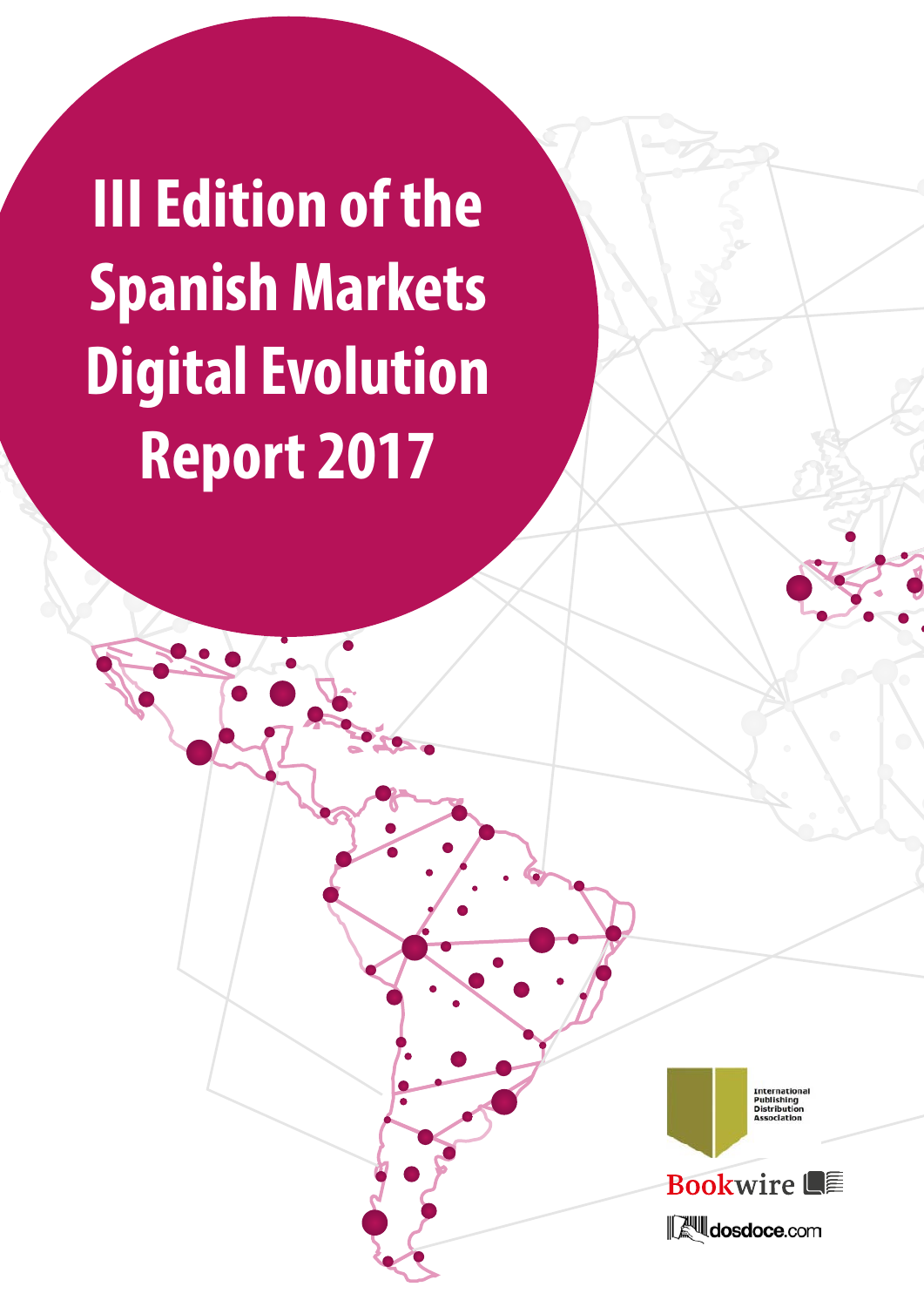# III Edition of the Spanish Markets Digital Evolution Report 2017

International Publishing Distribution Association

Bookwire

dosdoce.com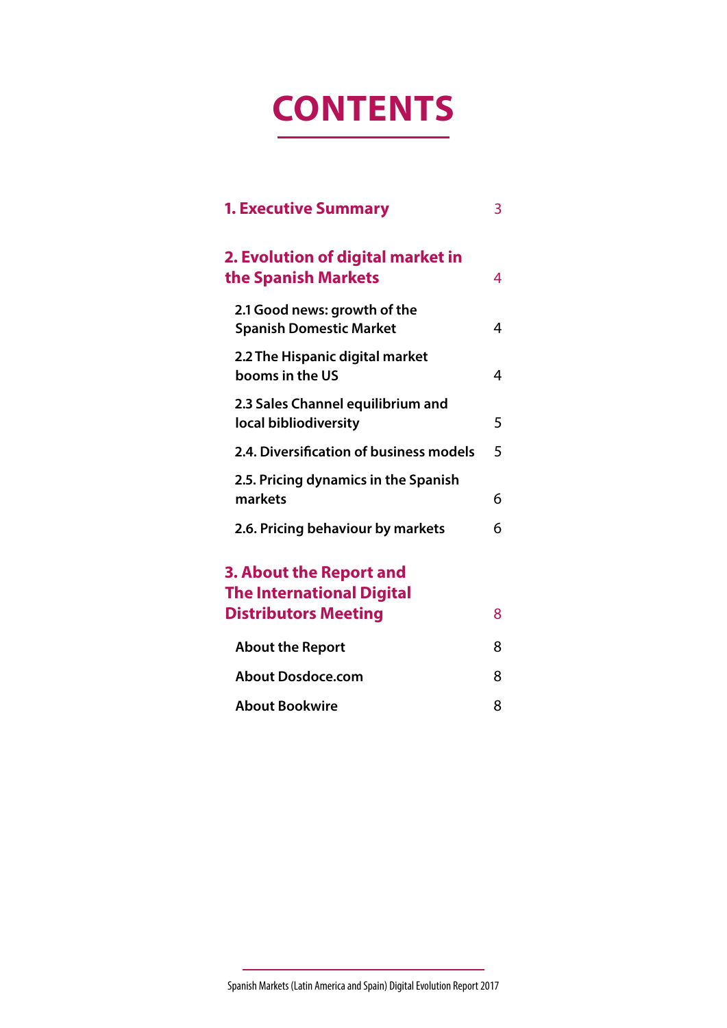# CONTENTS

| | |
|---|---|
| **1. Executive Summary** | 3 |
| **2. Evolution of digital market in the Spanish Markets** | 4 |
| 2.1 Good news: growth of the Spanish Domestic Market | 4 |
| 2.2 The Hispanic digital market booms in the US | 4 |
| 2.3 Sales Channel equilibrium and local bibliodiversity | 5 |
| 2.4. Diversification of business models | 5 |
| 2.5. Pricing dynamics in the Spanish markets | 6 |
| 2.6. Pricing behaviour by markets | 6 |
| **3. About the Report and The International Digital Distributors Meeting** | 8 |
| About the Report | 8 |
| About Dosdoce.com | 8 |
| About Bookwire | 8 |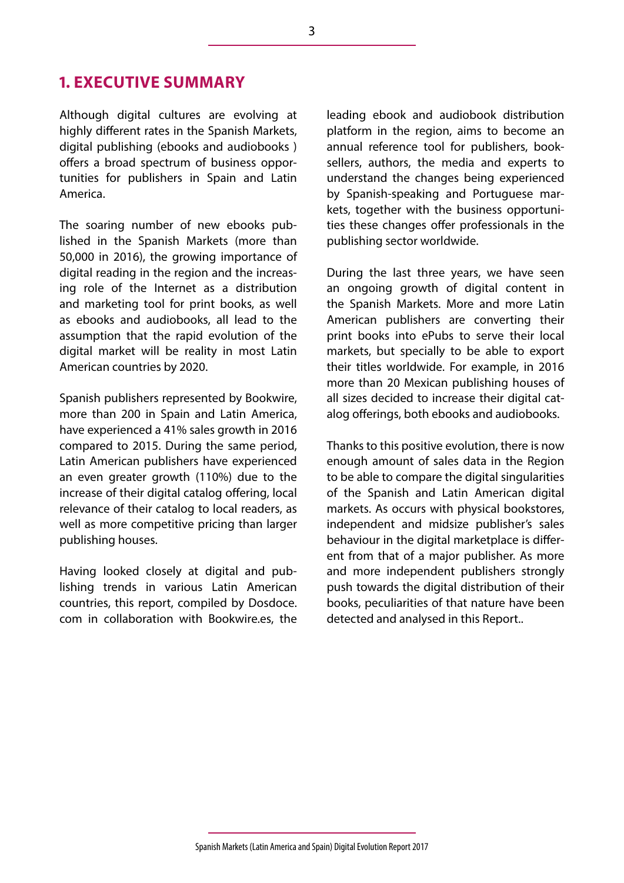## 1. EXECUTIVE SUMMARY

Although digital cultures are evolving at highly different rates in the Spanish Markets, digital publishing (ebooks and audiobooks ) offers a broad spectrum of business opportunities for publishers in Spain and Latin America.

The soaring number of new ebooks published in the Spanish Markets (more than 50,000 in 2016), the growing importance of digital reading in the region and the increasing role of the Internet as a distribution and marketing tool for print books, as well as ebooks and audiobooks, all lead to the assumption that the rapid evolution of the digital market will be reality in most Latin American countries by 2020.

Spanish publishers represented by Bookwire, more than 200 in Spain and Latin America, have experienced a 41% sales growth in 2016 compared to 2015. During the same period, Latin American publishers have experienced an even greater growth (110%) due to the increase of their digital catalog offering, local relevance of their catalog to local readers, as well as more competitive pricing than larger publishing houses.

Having looked closely at digital and publishing trends in various Latin American countries, this report, compiled by Dosdoce.com in collaboration with Bookwire.es, the leading ebook and audiobook distribution platform in the region, aims to become an annual reference tool for publishers, booksellers, authors, the media and experts to understand the changes being experienced by Spanish-speaking and Portuguese markets, together with the business opportunities these changes offer professionals in the publishing sector worldwide.

During the last three years, we have seen an ongoing growth of digital content in the Spanish Markets. More and more Latin American publishers are converting their print books into ePubs to serve their local markets, but specially to be able to export their titles worldwide. For example, in 2016 more than 20 Mexican publishing houses of all sizes decided to increase their digital catalog offerings, both ebooks and audiobooks.

Thanks to this positive evolution, there is now enough amount of sales data in the Region to be able to compare the digital singularities of the Spanish and Latin American digital markets. As occurs with physical bookstores, independent and midsize publisher's sales behaviour in the digital marketplace is different from that of a major publisher. As more and more independent publishers strongly push towards the digital distribution of their books, peculiarities of that nature have been detected and analysed in this Report..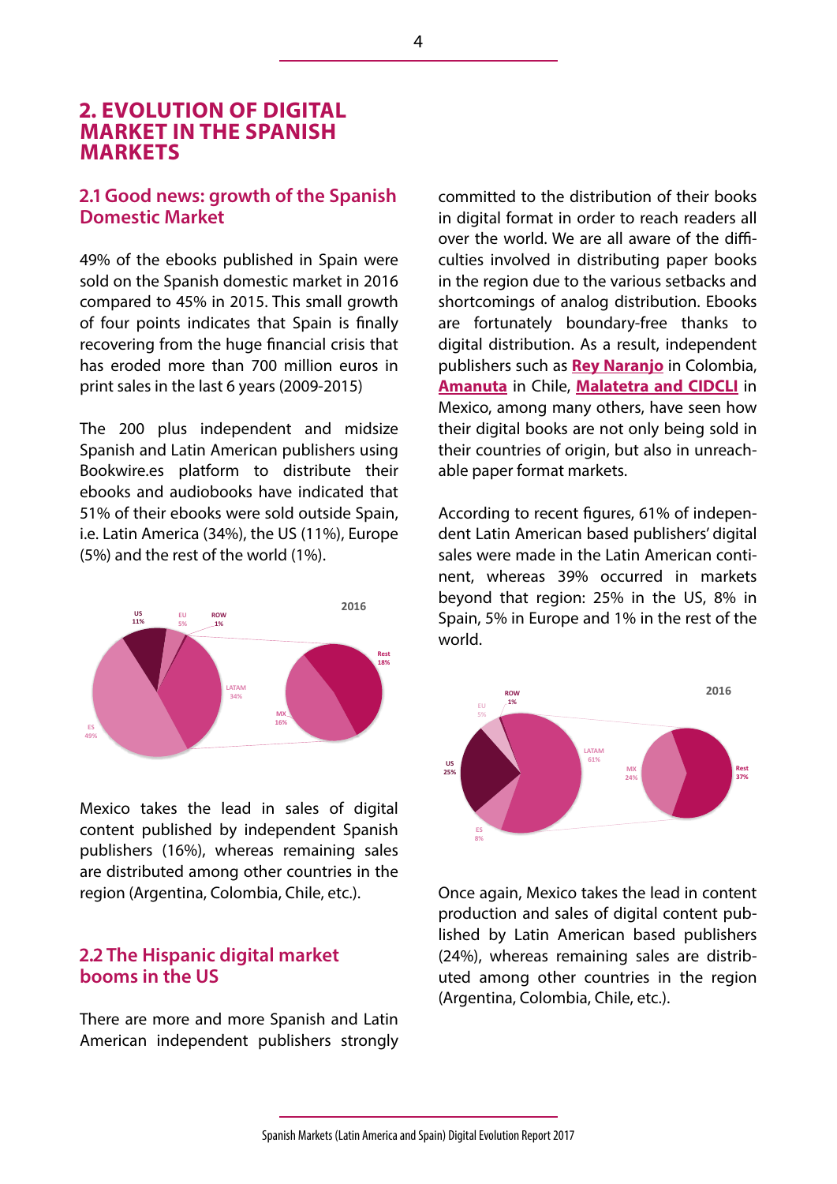# 2. EVOLUTION OF DIGITAL MARKET IN THE SPANISH MARKETS

## 2.1 Good news: growth of the Spanish Domestic Market

49% of the ebooks published in Spain were sold on the Spanish domestic market in 2016 compared to 45% in 2015. This small growth of four points indicates that Spain is finally recovering from the huge financial crisis that has eroded more than 700 million euros in print sales in the last 6 years (2009-2015)

The 200 plus independent and midsize Spanish and Latin American publishers using Bookwire.es platform to distribute their ebooks and audiobooks have indicated that 51% of their ebooks were sold outside Spain, i.e. Latin America (34%), the US (11%), Europe (5%) and the rest of the world (1%).

2016

US 11% | EU 5% | ROW 1% | LATAM 34% | ES 49% | MX 16% | Rest 18%

Mexico takes the lead in sales of digital content published by independent Spanish publishers (16%), whereas remaining sales are distributed among other countries in the region (Argentina, Colombia, Chile, etc.).

## 2.2 The Hispanic digital market booms in the US

There are more and more Spanish and Latin American independent publishers strongly committed to the distribution of their books in digital format in order to reach readers all over the world. We are all aware of the difficulties involved in distributing paper books in the region due to the various setbacks and shortcomings of analog distribution. Ebooks are fortunately boundary-free thanks to digital distribution. As a result, independent publishers such as **Rey Naranjo** in Colombia, **Amanuta** in Chile, **Malatetra and CIDCLI** in Mexico, among many others, have seen how their digital books are not only being sold in their countries of origin, but also in unreachable paper format markets.

According to recent figures, 61% of independent Latin American based publishers' digital sales were made in the Latin American continent, whereas 39% occurred in markets beyond that region: 25% in the US, 8% in Spain, 5% in Europe and 1% in the rest of the world.

2016

ROW 1% | EU 5% | US 25% | ES 8% | LATAM 61% | MX 24% | Rest 37%

Once again, Mexico takes the lead in content production and sales of digital content published by Latin American based publishers (24%), whereas remaining sales are distributed among other countries in the region (Argentina, Colombia, Chile, etc.).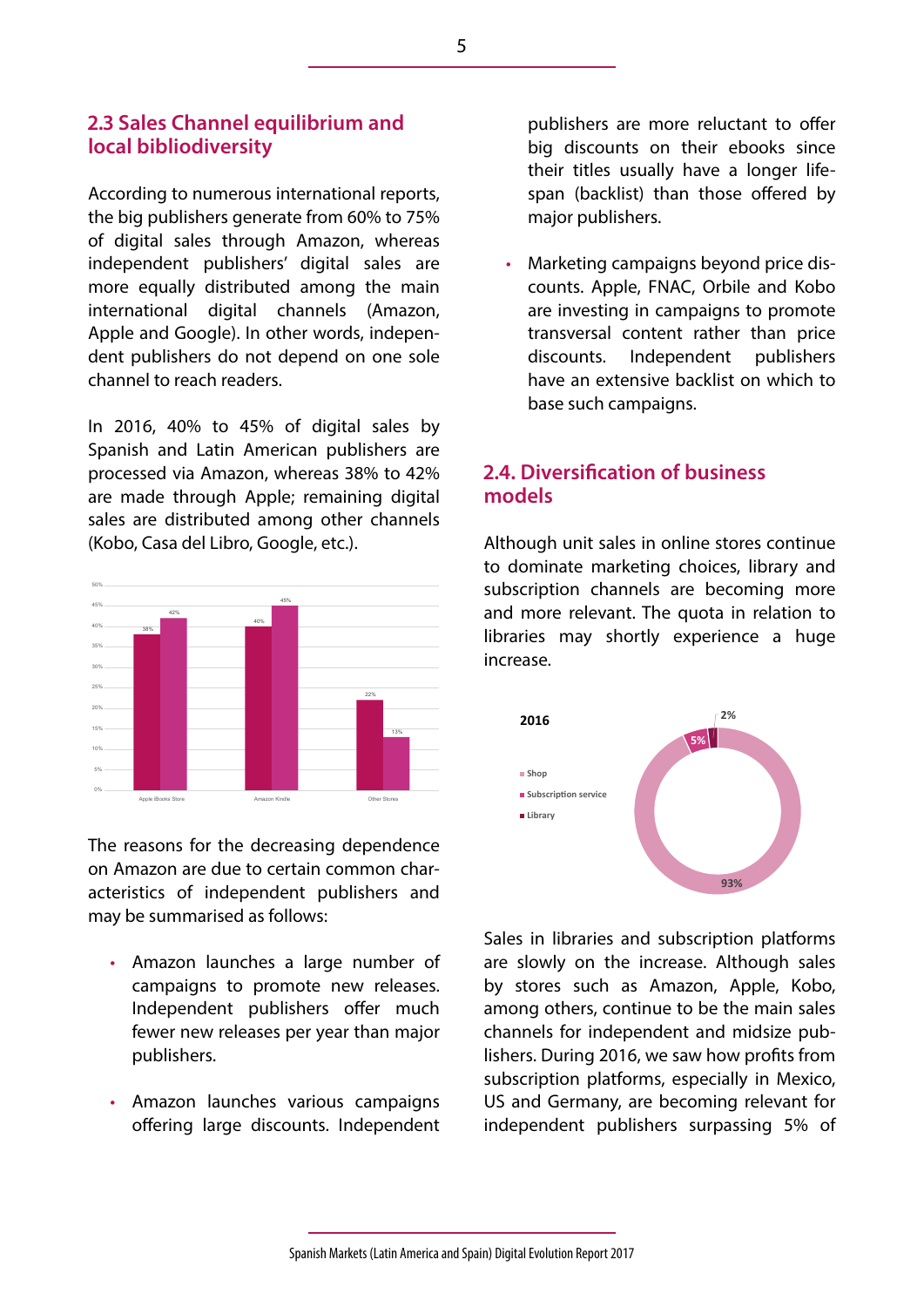## 2.3 Sales Channel equilibrium and local bibliodiversity

According to numerous international reports, the big publishers generate from 60% to 75% of digital sales through Amazon, whereas independent publishers' digital sales are more equally distributed among the main international digital channels (Amazon, Apple and Google). In other words, independent publishers do not depend on one sole channel to reach readers.

In 2016, 40% to 45% of digital sales by Spanish and Latin American publishers are processed via Amazon, whereas 38% to 42% are made through Apple; remaining digital sales are distributed among other channels (Kobo, Casa del Libro, Google, etc.).

| | Apple iBooks Store | Amazon Kindle | Other Stores |
|---|---|---|---|
| Series 1 | 38% | 40% | 22% |
| Series 2 | 42% | 45% | 13% |

The reasons for the decreasing dependence on Amazon are due to certain common characteristics of independent publishers and may be summarised as follows:

- Amazon launches a large number of campaigns to promote new releases. Independent publishers offer much fewer new releases per year than major publishers.
- Amazon launches various campaigns offering large discounts. Independent publishers are more reluctant to offer big discounts on their ebooks since their titles usually have a longer lifespan (backlist) than those offered by major publishers.
- Marketing campaigns beyond price discounts. Apple, FNAC, Orbile and Kobo are investing in campaigns to promote transversal content rather than price discounts. Independent publishers have an extensive backlist on which to base such campaigns.

## 2.4. Diversification of business models

Although unit sales in online stores continue to dominate marketing choices, library and subscription channels are becoming more and more relevant. The quota in relation to libraries may shortly experience a huge increase.

**2016**

| Channel | Share |
|---|---|
| Shop | 93% |
| Subscription service | 5% |
| Library | 2% |

Sales in libraries and subscription platforms are slowly on the increase. Although sales by stores such as Amazon, Apple, Kobo, among others, continue to be the main sales channels for independent and midsize publishers. During 2016, we saw how profits from subscription platforms, especially in Mexico, US and Germany, are becoming relevant for independent publishers surpassing 5% of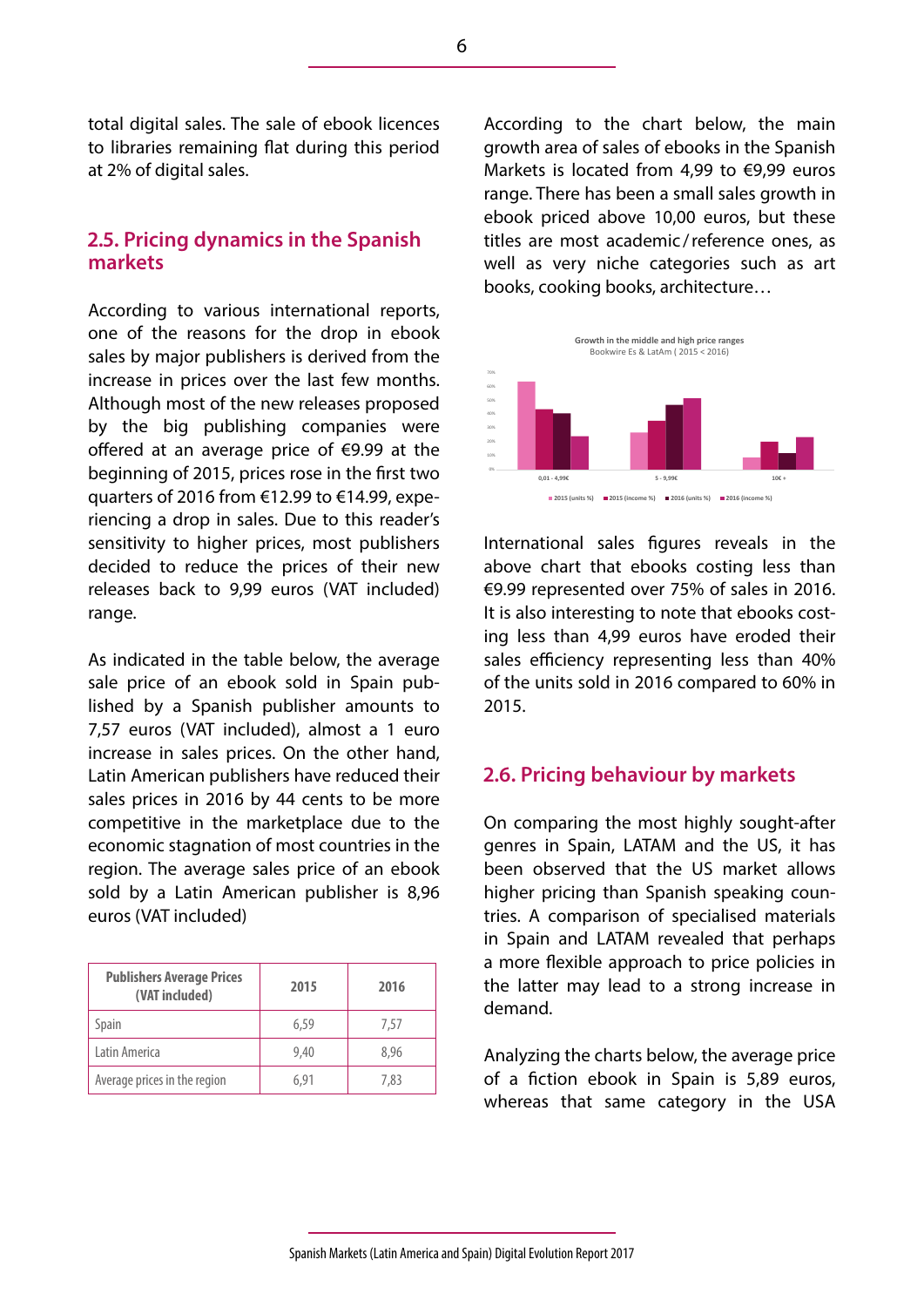total digital sales. The sale of ebook licences to libraries remaining flat during this period at 2% of digital sales.

## 2.5. Pricing dynamics in the Spanish markets

According to various international reports, one of the reasons for the drop in ebook sales by major publishers is derived from the increase in prices over the last few months. Although most of the new releases proposed by the big publishing companies were offered at an average price of €9.99 at the beginning of 2015, prices rose in the first two quarters of 2016 from €12.99 to €14.99, experiencing a drop in sales. Due to this reader's sensitivity to higher prices, most publishers decided to reduce the prices of their new releases back to 9,99 euros (VAT included) range.

As indicated in the table below, the average sale price of an ebook sold in Spain published by a Spanish publisher amounts to 7,57 euros (VAT included), almost a 1 euro increase in sales prices. On the other hand, Latin American publishers have reduced their sales prices in 2016 by 44 cents to be more competitive in the marketplace due to the economic stagnation of most countries in the region. The average sales price of an ebook sold by a Latin American publisher is 8,96 euros (VAT included)

| Publishers Average Prices (VAT included) | 2015 | 2016 |
|---|---|---|
| Spain | 6,59 | 7,57 |
| Latin America | 9,40 | 8,96 |
| Average prices in the region | 6,91 | 7,83 |

According to the chart below, the main growth area of sales of ebooks in the Spanish Markets is located from 4,99 to €9,99 euros range. There has been a small sales growth in ebook priced above 10,00 euros, but these titles are most academic / reference ones, as well as very niche categories such as art books, cooking books, architecture…

International sales figures reveals in the above chart that ebooks costing less than €9.99 represented over 75% of sales in 2016. It is also interesting to note that ebooks costing less than 4,99 euros have eroded their sales efficiency representing less than 40% of the units sold in 2016 compared to 60% in 2015.

## 2.6. Pricing behaviour by markets

On comparing the most highly sought-after genres in Spain, LATAM and the US, it has been observed that the US market allows higher pricing than Spanish speaking countries. A comparison of specialised materials in Spain and LATAM revealed that perhaps a more flexible approach to price policies in the latter may lead to a strong increase in demand.

Analyzing the charts below, the average price of a fiction ebook in Spain is 5,89 euros, whereas that same category in the USA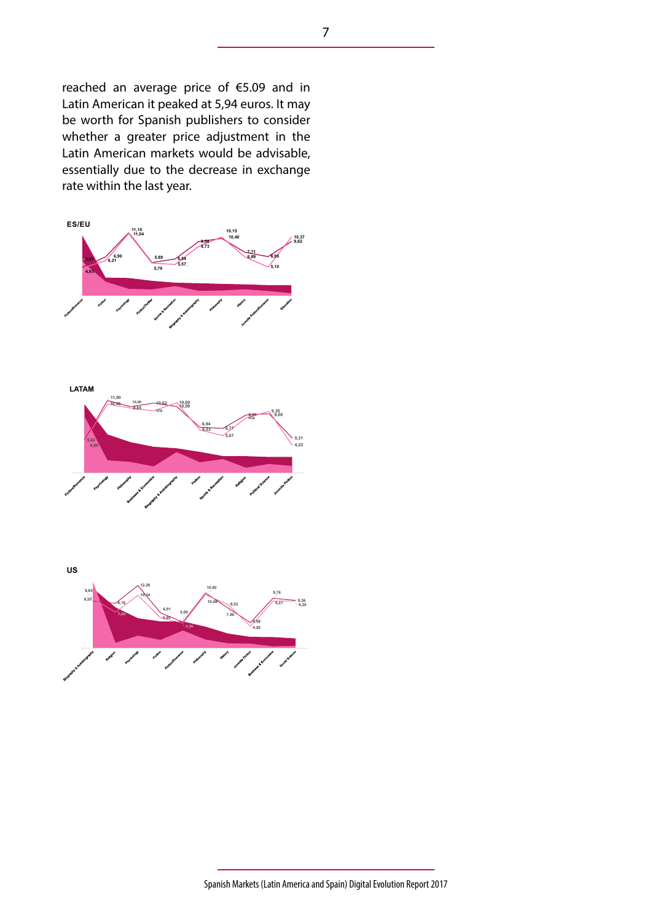reached an average price of €5.09 and in Latin American it peaked at 5,94 euros. It may be worth for Spanish publishers to consider whether a greater price adjustment in the Latin American markets would be advisable, essentially due to the decrease in exchange rate within the last year.

**ES/EU**

**LATAM**

**US**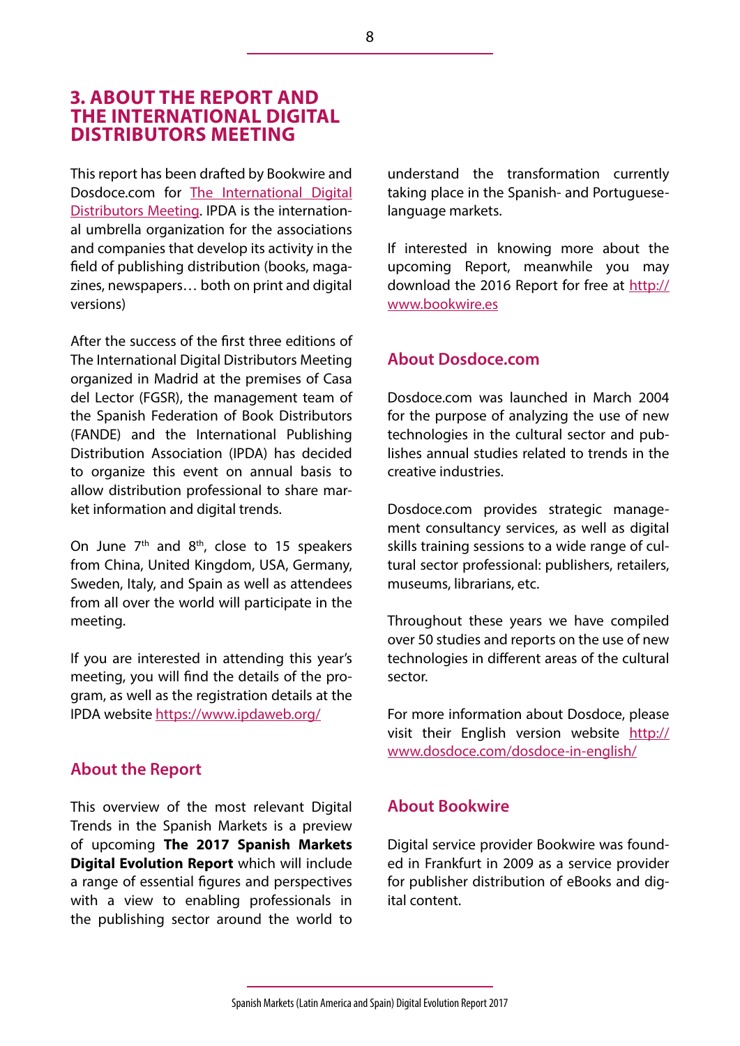## 3. ABOUT THE REPORT AND THE INTERNATIONAL DIGITAL DISTRIBUTORS MEETING

This report has been drafted by Bookwire and Dosdoce.com for The International Digital Distributors Meeting. IPDA is the international umbrella organization for the associations and companies that develop its activity in the field of publishing distribution (books, magazines, newspapers… both on print and digital versions)

After the success of the first three editions of The International Digital Distributors Meeting organized in Madrid at the premises of Casa del Lector (FGSR), the management team of the Spanish Federation of Book Distributors (FANDE) and the International Publishing Distribution Association (IPDA) has decided to organize this event on annual basis to allow distribution professional to share market information and digital trends.

On June 7th and 8th, close to 15 speakers from China, United Kingdom, USA, Germany, Sweden, Italy, and Spain as well as attendees from all over the world will participate in the meeting.

If you are interested in attending this year's meeting, you will find the details of the program, as well as the registration details at the IPDA website https://www.ipdaweb.org/

### About the Report

This overview of the most relevant Digital Trends in the Spanish Markets is a preview of upcoming **The 2017 Spanish Markets Digital Evolution Report** which will include a range of essential figures and perspectives with a view to enabling professionals in the publishing sector around the world to understand the transformation currently taking place in the Spanish- and Portuguese-language markets.

If interested in knowing more about the upcoming Report, meanwhile you may download the 2016 Report for free at http://www.bookwire.es

### About Dosdoce.com

Dosdoce.com was launched in March 2004 for the purpose of analyzing the use of new technologies in the cultural sector and publishes annual studies related to trends in the creative industries.

Dosdoce.com provides strategic management consultancy services, as well as digital skills training sessions to a wide range of cultural sector professional: publishers, retailers, museums, librarians, etc.

Throughout these years we have compiled over 50 studies and reports on the use of new technologies in different areas of the cultural sector.

For more information about Dosdoce, please visit their English version website http://www.dosdoce.com/dosdoce-in-english/

### About Bookwire

Digital service provider Bookwire was founded in Frankfurt in 2009 as a service provider for publisher distribution of eBooks and digital content.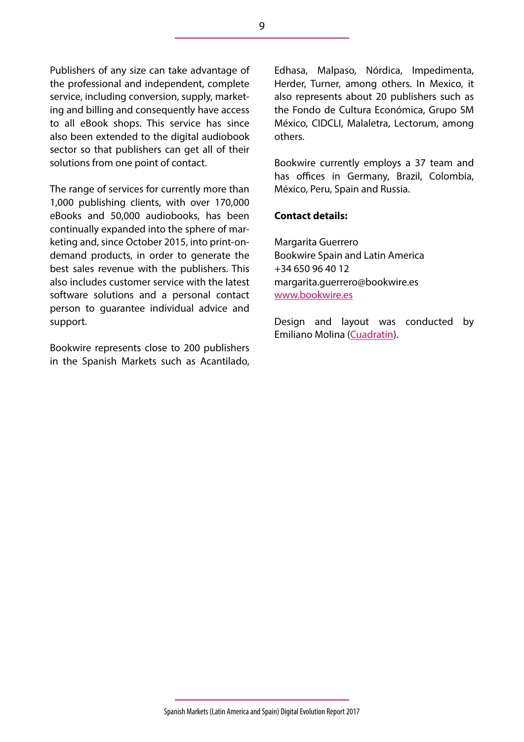Publishers of any size can take advantage of the professional and independent, complete service, including conversion, supply, marketing and billing and consequently have access to all eBook shops. This service has since also been extended to the digital audiobook sector so that publishers can get all of their solutions from one point of contact.

The range of services for currently more than 1,000 publishing clients, with over 170,000 eBooks and 50,000 audiobooks, has been continually expanded into the sphere of marketing and, since October 2015, into print-on-demand products, in order to generate the best sales revenue with the publishers. This also includes customer service with the latest software solutions and a personal contact person to guarantee individual advice and support.

Bookwire represents close to 200 publishers in the Spanish Markets such as Acantilado, Edhasa, Malpaso, Nórdica, Impedimenta, Herder, Turner, among others. In Mexico, it also represents about 20 publishers such as the Fondo de Cultura Económica, Grupo SM México, CIDCLI, Malaletra, Lectorum, among others.

Bookwire currently employs a 37 team and has offices in Germany, Brazil, Colombia, México, Peru, Spain and Russia.

**Contact details:**

Margarita Guerrero
Bookwire Spain and Latin America
+34 650 96 40 12
margarita.guerrero@bookwire.es
www.bookwire.es

Design and layout was conducted by Emiliano Molina (Cuadratín).